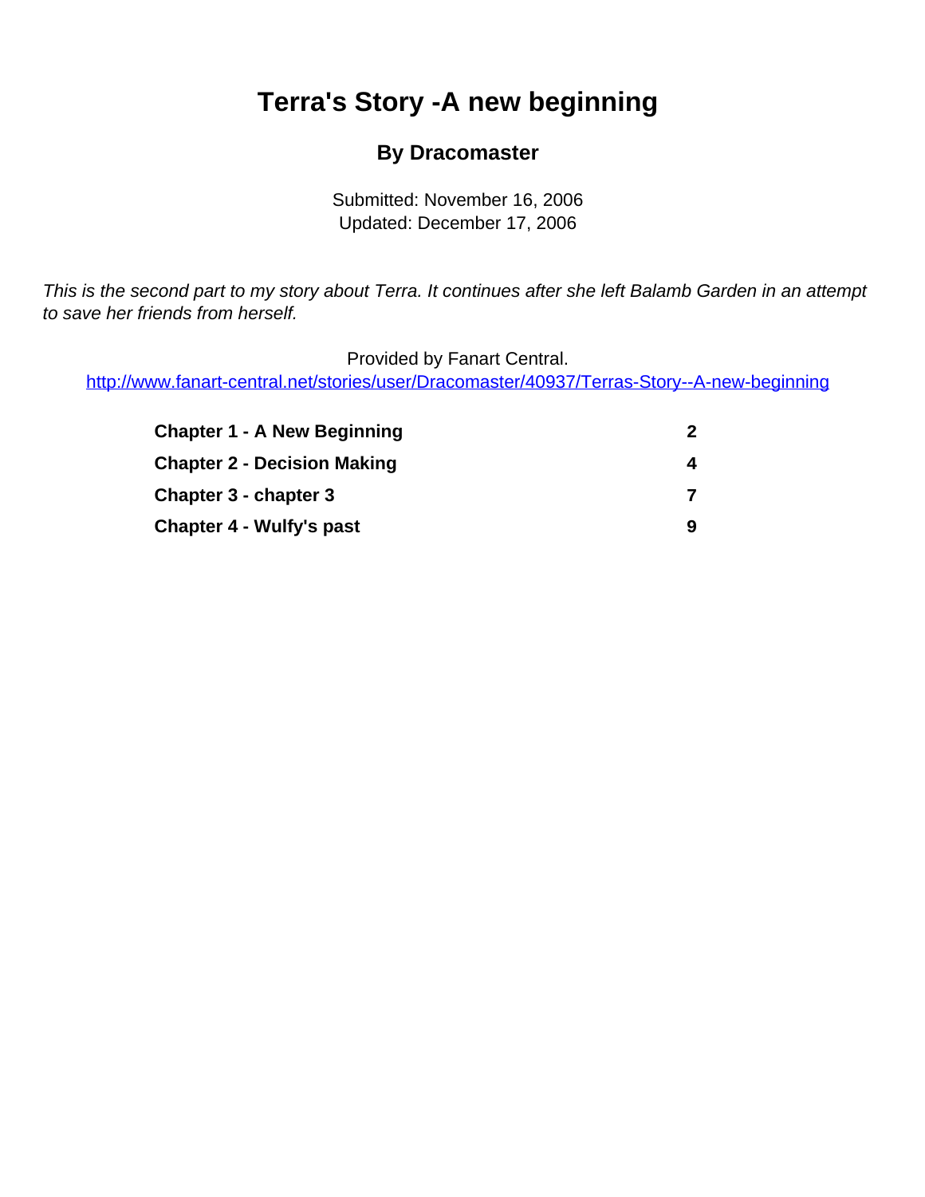# Terra's Story -A new beginning

### By Dracomaster

Submitted: November 16, 2006
Updated: December 17, 2006

*This is the second part to my story about Terra. It continues after she left Balamb Garden in an attempt to save her friends from herself.*

Provided by Fanart Central.
http://www.fanart-central.net/stories/user/Dracomaster/40937/Terras-Story--A-new-beginning

| | |
|---|---|
| **Chapter 1 - A New Beginning** | **2** |
| **Chapter 2 - Decision Making** | **4** |
| **Chapter 3 - chapter 3** | **7** |
| **Chapter 4 - Wulfy's past** | **9** |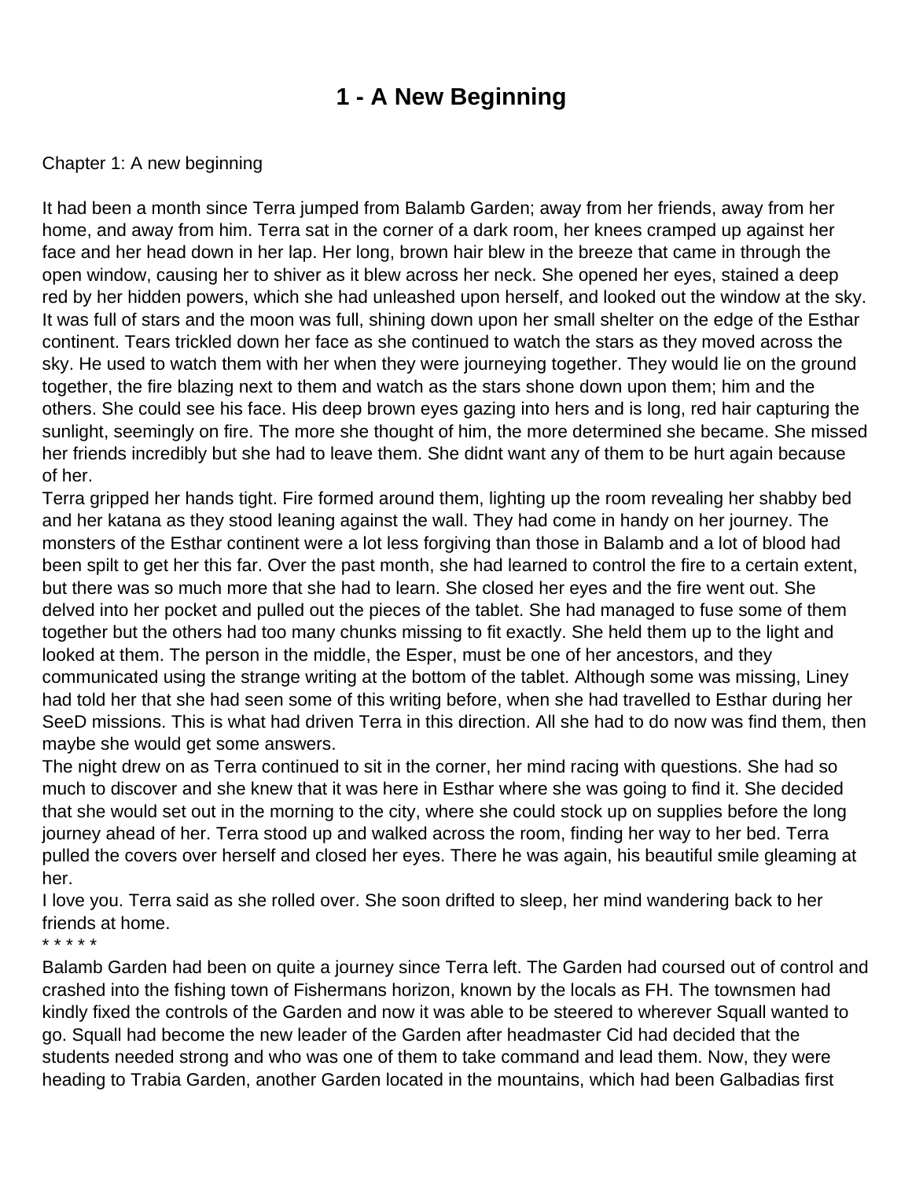# 1 - A New Beginning

Chapter 1: A new beginning

It had been a month since Terra jumped from Balamb Garden; away from her friends, away from her home, and away from him. Terra sat in the corner of a dark room, her knees cramped up against her face and her head down in her lap. Her long, brown hair blew in the breeze that came in through the open window, causing her to shiver as it blew across her neck. She opened her eyes, stained a deep red by her hidden powers, which she had unleashed upon herself, and looked out the window at the sky. It was full of stars and the moon was full, shining down upon her small shelter on the edge of the Esthar continent. Tears trickled down her face as she continued to watch the stars as they moved across the sky. He used to watch them with her when they were journeying together. They would lie on the ground together, the fire blazing next to them and watch as the stars shone down upon them; him and the others. She could see his face. His deep brown eyes gazing into hers and is long, red hair capturing the sunlight, seemingly on fire. The more she thought of him, the more determined she became. She missed her friends incredibly but she had to leave them. She didnt want any of them to be hurt again because of her.

Terra gripped her hands tight. Fire formed around them, lighting up the room revealing her shabby bed and her katana as they stood leaning against the wall. They had come in handy on her journey. The monsters of the Esthar continent were a lot less forgiving than those in Balamb and a lot of blood had been spilt to get her this far. Over the past month, she had learned to control the fire to a certain extent, but there was so much more that she had to learn. She closed her eyes and the fire went out. She delved into her pocket and pulled out the pieces of the tablet. She had managed to fuse some of them together but the others had too many chunks missing to fit exactly. She held them up to the light and looked at them. The person in the middle, the Esper, must be one of her ancestors, and they communicated using the strange writing at the bottom of the tablet. Although some was missing, Liney had told her that she had seen some of this writing before, when she had travelled to Esthar during her SeeD missions. This is what had driven Terra in this direction. All she had to do now was find them, then maybe she would get some answers.

The night drew on as Terra continued to sit in the corner, her mind racing with questions. She had so much to discover and she knew that it was here in Esthar where she was going to find it. She decided that she would set out in the morning to the city, where she could stock up on supplies before the long journey ahead of her. Terra stood up and walked across the room, finding her way to her bed. Terra pulled the covers over herself and closed her eyes. There he was again, his beautiful smile gleaming at her.

I love you. Terra said as she rolled over. She soon drifted to sleep, her mind wandering back to her friends at home.

\* \* \* \* \*

Balamb Garden had been on quite a journey since Terra left. The Garden had coursed out of control and crashed into the fishing town of Fishermans horizon, known by the locals as FH. The townsmen had kindly fixed the controls of the Garden and now it was able to be steered to wherever Squall wanted to go. Squall had become the new leader of the Garden after headmaster Cid had decided that the students needed strong and who was one of them to take command and lead them. Now, they were heading to Trabia Garden, another Garden located in the mountains, which had been Galbadias first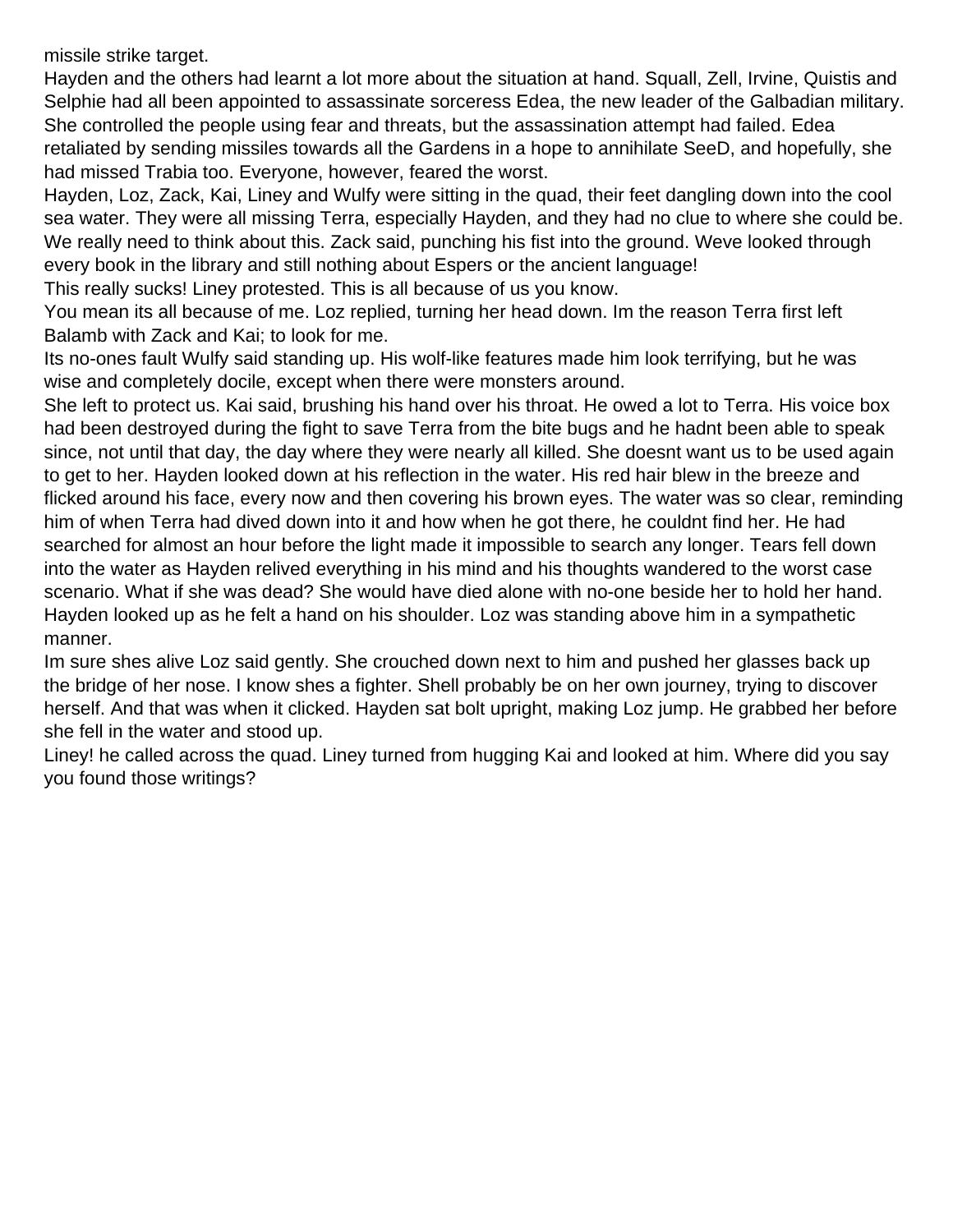missile strike target.

Hayden and the others had learnt a lot more about the situation at hand. Squall, Zell, Irvine, Quistis and Selphie had all been appointed to assassinate sorceress Edea, the new leader of the Galbadian military. She controlled the people using fear and threats, but the assassination attempt had failed. Edea retaliated by sending missiles towards all the Gardens in a hope to annihilate SeeD, and hopefully, she had missed Trabia too. Everyone, however, feared the worst.

Hayden, Loz, Zack, Kai, Liney and Wulfy were sitting in the quad, their feet dangling down into the cool sea water. They were all missing Terra, especially Hayden, and they had no clue to where she could be. We really need to think about this. Zack said, punching his fist into the ground. Weve looked through every book in the library and still nothing about Espers or the ancient language!

This really sucks! Liney protested. This is all because of us you know.

You mean its all because of me. Loz replied, turning her head down. Im the reason Terra first left Balamb with Zack and Kai; to look for me.

Its no-ones fault Wulfy said standing up. His wolf-like features made him look terrifying, but he was wise and completely docile, except when there were monsters around.

She left to protect us. Kai said, brushing his hand over his throat. He owed a lot to Terra. His voice box had been destroyed during the fight to save Terra from the bite bugs and he hadnt been able to speak since, not until that day, the day where they were nearly all killed. She doesnt want us to be used again to get to her. Hayden looked down at his reflection in the water. His red hair blew in the breeze and flicked around his face, every now and then covering his brown eyes. The water was so clear, reminding him of when Terra had dived down into it and how when he got there, he couldnt find her. He had searched for almost an hour before the light made it impossible to search any longer. Tears fell down into the water as Hayden relived everything in his mind and his thoughts wandered to the worst case scenario. What if she was dead? She would have died alone with no-one beside her to hold her hand. Hayden looked up as he felt a hand on his shoulder. Loz was standing above him in a sympathetic manner.

Im sure shes alive Loz said gently. She crouched down next to him and pushed her glasses back up the bridge of her nose. I know shes a fighter. Shell probably be on her own journey, trying to discover herself. And that was when it clicked. Hayden sat bolt upright, making Loz jump. He grabbed her before she fell in the water and stood up.

Liney! he called across the quad. Liney turned from hugging Kai and looked at him. Where did you say you found those writings?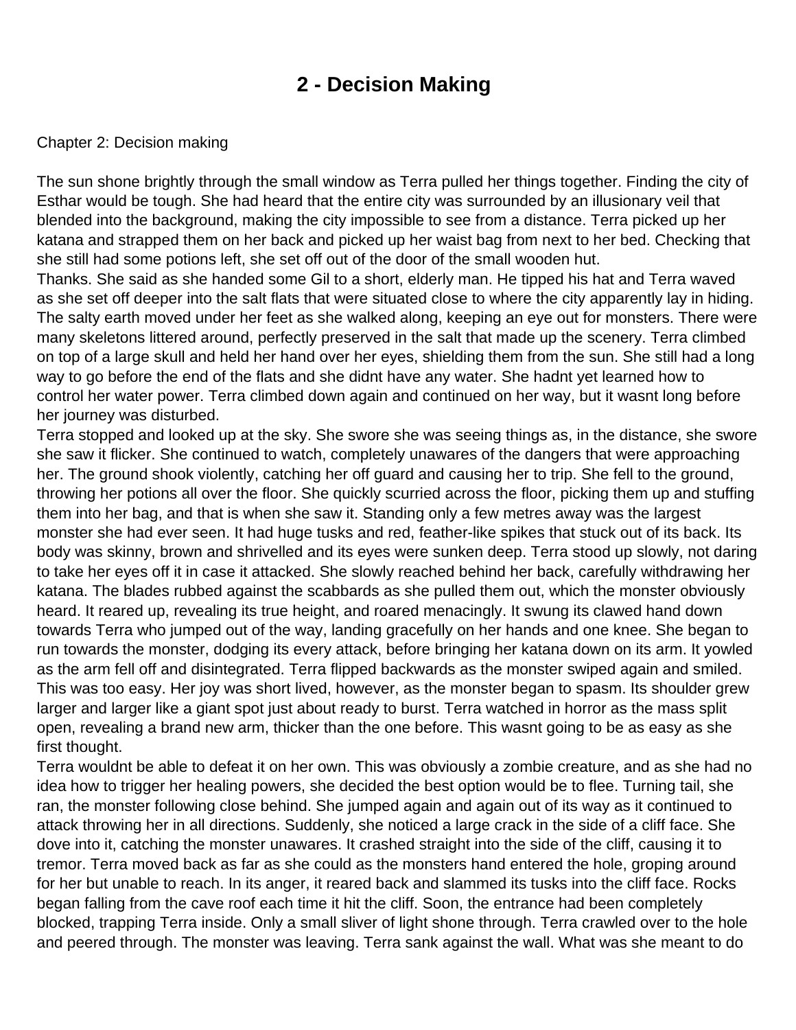# 2 - Decision Making

Chapter 2: Decision making

The sun shone brightly through the small window as Terra pulled her things together. Finding the city of Esthar would be tough. She had heard that the entire city was surrounded by an illusionary veil that blended into the background, making the city impossible to see from a distance. Terra picked up her katana and strapped them on her back and picked up her waist bag from next to her bed. Checking that she still had some potions left, she set off out of the door of the small wooden hut.

Thanks. She said as she handed some Gil to a short, elderly man. He tipped his hat and Terra waved as she set off deeper into the salt flats that were situated close to where the city apparently lay in hiding. The salty earth moved under her feet as she walked along, keeping an eye out for monsters. There were many skeletons littered around, perfectly preserved in the salt that made up the scenery. Terra climbed on top of a large skull and held her hand over her eyes, shielding them from the sun. She still had a long way to go before the end of the flats and she didnt have any water. She hadnt yet learned how to control her water power. Terra climbed down again and continued on her way, but it wasnt long before her journey was disturbed.

Terra stopped and looked up at the sky. She swore she was seeing things as, in the distance, she swore she saw it flicker. She continued to watch, completely unawares of the dangers that were approaching her. The ground shook violently, catching her off guard and causing her to trip. She fell to the ground, throwing her potions all over the floor. She quickly scurried across the floor, picking them up and stuffing them into her bag, and that is when she saw it. Standing only a few metres away was the largest monster she had ever seen. It had huge tusks and red, feather-like spikes that stuck out of its back. Its body was skinny, brown and shrivelled and its eyes were sunken deep. Terra stood up slowly, not daring to take her eyes off it in case it attacked. She slowly reached behind her back, carefully withdrawing her katana. The blades rubbed against the scabbards as she pulled them out, which the monster obviously heard. It reared up, revealing its true height, and roared menacingly. It swung its clawed hand down towards Terra who jumped out of the way, landing gracefully on her hands and one knee. She began to run towards the monster, dodging its every attack, before bringing her katana down on its arm. It yowled as the arm fell off and disintegrated. Terra flipped backwards as the monster swiped again and smiled. This was too easy. Her joy was short lived, however, as the monster began to spasm. Its shoulder grew larger and larger like a giant spot just about ready to burst. Terra watched in horror as the mass split open, revealing a brand new arm, thicker than the one before. This wasnt going to be as easy as she first thought.

Terra wouldnt be able to defeat it on her own. This was obviously a zombie creature, and as she had no idea how to trigger her healing powers, she decided the best option would be to flee. Turning tail, she ran, the monster following close behind. She jumped again and again out of its way as it continued to attack throwing her in all directions. Suddenly, she noticed a large crack in the side of a cliff face. She dove into it, catching the monster unawares. It crashed straight into the side of the cliff, causing it to tremor. Terra moved back as far as she could as the monsters hand entered the hole, groping around for her but unable to reach. In its anger, it reared back and slammed its tusks into the cliff face. Rocks began falling from the cave roof each time it hit the cliff. Soon, the entrance had been completely blocked, trapping Terra inside. Only a small sliver of light shone through. Terra crawled over to the hole and peered through. The monster was leaving. Terra sank against the wall. What was she meant to do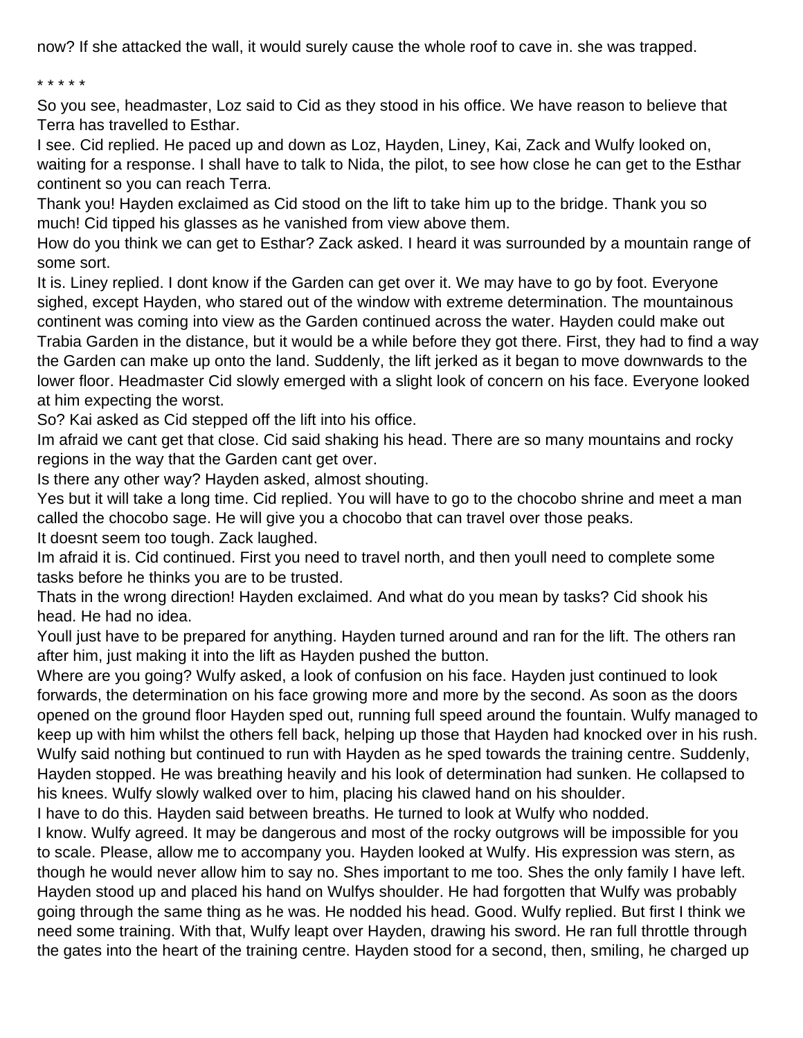now? If she attacked the wall, it would surely cause the whole roof to cave in. she was trapped.

* * * * *

So you see, headmaster, Loz said to Cid as they stood in his office. We have reason to believe that Terra has travelled to Esthar.

I see. Cid replied. He paced up and down as Loz, Hayden, Liney, Kai, Zack and Wulfy looked on, waiting for a response. I shall have to talk to Nida, the pilot, to see how close he can get to the Esthar continent so you can reach Terra.

Thank you! Hayden exclaimed as Cid stood on the lift to take him up to the bridge. Thank you so much! Cid tipped his glasses as he vanished from view above them.

How do you think we can get to Esthar? Zack asked. I heard it was surrounded by a mountain range of some sort.

It is. Liney replied. I dont know if the Garden can get over it. We may have to go by foot. Everyone sighed, except Hayden, who stared out of the window with extreme determination. The mountainous continent was coming into view as the Garden continued across the water. Hayden could make out Trabia Garden in the distance, but it would be a while before they got there. First, they had to find a way the Garden can make up onto the land. Suddenly, the lift jerked as it began to move downwards to the lower floor. Headmaster Cid slowly emerged with a slight look of concern on his face. Everyone looked at him expecting the worst.

So? Kai asked as Cid stepped off the lift into his office.

Im afraid we cant get that close. Cid said shaking his head. There are so many mountains and rocky regions in the way that the Garden cant get over.

Is there any other way? Hayden asked, almost shouting.

Yes but it will take a long time. Cid replied. You will have to go to the chocobo shrine and meet a man called the chocobo sage. He will give you a chocobo that can travel over those peaks.

It doesnt seem too tough. Zack laughed.

Im afraid it is. Cid continued. First you need to travel north, and then youll need to complete some tasks before he thinks you are to be trusted.

Thats in the wrong direction! Hayden exclaimed. And what do you mean by tasks? Cid shook his head. He had no idea.

Youll just have to be prepared for anything. Hayden turned around and ran for the lift. The others ran after him, just making it into the lift as Hayden pushed the button.

Where are you going? Wulfy asked, a look of confusion on his face. Hayden just continued to look forwards, the determination on his face growing more and more by the second. As soon as the doors opened on the ground floor Hayden sped out, running full speed around the fountain. Wulfy managed to keep up with him whilst the others fell back, helping up those that Hayden had knocked over in his rush. Wulfy said nothing but continued to run with Hayden as he sped towards the training centre. Suddenly, Hayden stopped. He was breathing heavily and his look of determination had sunken. He collapsed to his knees. Wulfy slowly walked over to him, placing his clawed hand on his shoulder.

I have to do this. Hayden said between breaths. He turned to look at Wulfy who nodded.

I know. Wulfy agreed. It may be dangerous and most of the rocky outgrows will be impossible for you to scale. Please, allow me to accompany you. Hayden looked at Wulfy. His expression was stern, as though he would never allow him to say no. Shes important to me too. Shes the only family I have left. Hayden stood up and placed his hand on Wulfys shoulder. He had forgotten that Wulfy was probably going through the same thing as he was. He nodded his head. Good. Wulfy replied. But first I think we need some training. With that, Wulfy leapt over Hayden, drawing his sword. He ran full throttle through the gates into the heart of the training centre. Hayden stood for a second, then, smiling, he charged up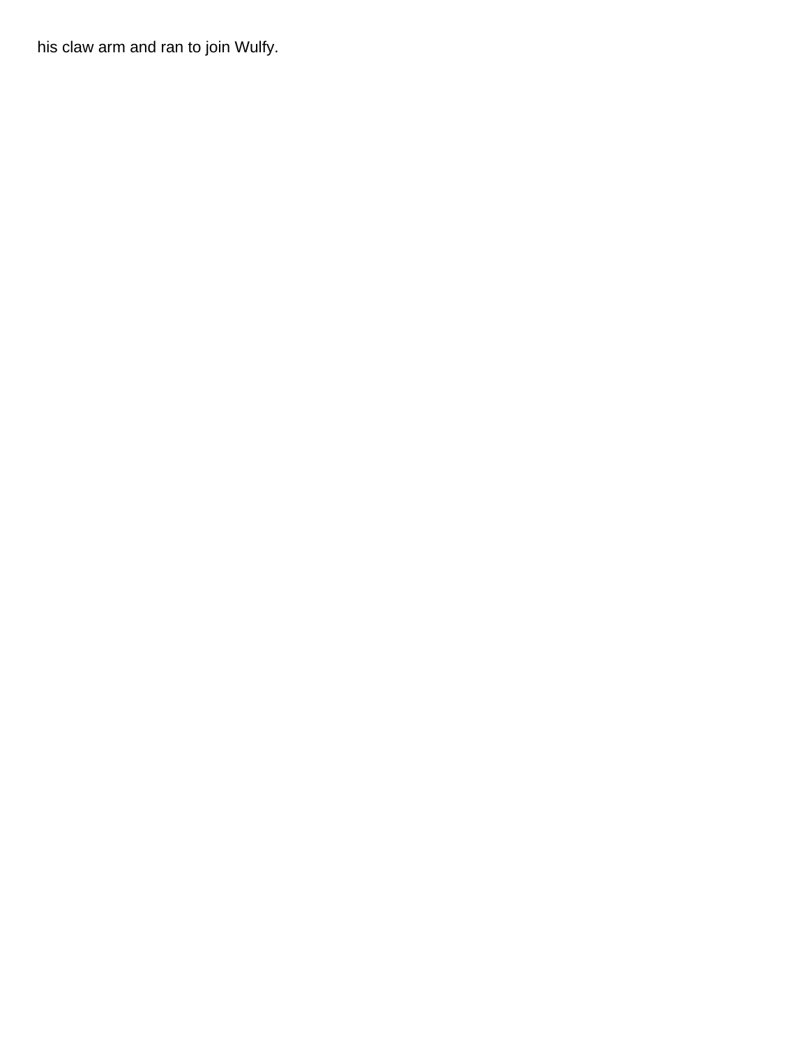his claw arm and ran to join Wulfy.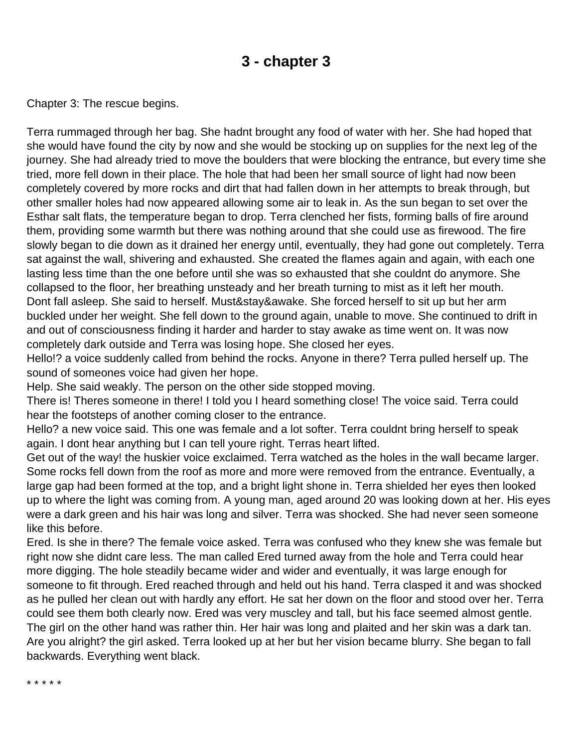# 3 - chapter 3

Chapter 3: The rescue begins.

Terra rummaged through her bag. She hadnt brought any food of water with her. She had hoped that she would have found the city by now and she would be stocking up on supplies for the next leg of the journey. She had already tried to move the boulders that were blocking the entrance, but every time she tried, more fell down in their place. The hole that had been her small source of light had now been completely covered by more rocks and dirt that had fallen down in her attempts to break through, but other smaller holes had now appeared allowing some air to leak in. As the sun began to set over the Esthar salt flats, the temperature began to drop. Terra clenched her fists, forming balls of fire around them, providing some warmth but there was nothing around that she could use as firewood. The fire slowly began to die down as it drained her energy until, eventually, they had gone out completely. Terra sat against the wall, shivering and exhausted. She created the flames again and again, with each one lasting less time than the one before until she was so exhausted that she couldnt do anymore. She collapsed to the floor, her breathing unsteady and her breath turning to mist as it left her mouth.
Dont fall asleep. She said to herself. Must&stay&awake. She forced herself to sit up but her arm buckled under her weight. She fell down to the ground again, unable to move. She continued to drift in and out of consciousness finding it harder and harder to stay awake as time went on. It was now completely dark outside and Terra was losing hope. She closed her eyes.
Hello!? a voice suddenly called from behind the rocks. Anyone in there? Terra pulled herself up. The sound of someones voice had given her hope.
Help. She said weakly. The person on the other side stopped moving.
There is! Theres someone in there! I told you I heard something close! The voice said. Terra could hear the footsteps of another coming closer to the entrance.
Hello? a new voice said. This one was female and a lot softer. Terra couldnt bring herself to speak again. I dont hear anything but I can tell youre right. Terras heart lifted.
Get out of the way! the huskier voice exclaimed. Terra watched as the holes in the wall became larger. Some rocks fell down from the roof as more and more were removed from the entrance. Eventually, a large gap had been formed at the top, and a bright light shone in. Terra shielded her eyes then looked up to where the light was coming from. A young man, aged around 20 was looking down at her. His eyes were a dark green and his hair was long and silver. Terra was shocked. She had never seen someone like this before.
Ered. Is she in there? The female voice asked. Terra was confused who they knew she was female but right now she didnt care less. The man called Ered turned away from the hole and Terra could hear more digging. The hole steadily became wider and wider and eventually, it was large enough for someone to fit through. Ered reached through and held out his hand. Terra clasped it and was shocked as he pulled her clean out with hardly any effort. He sat her down on the floor and stood over her. Terra could see them both clearly now. Ered was very muscley and tall, but his face seemed almost gentle. The girl on the other hand was rather thin. Her hair was long and plaited and her skin was a dark tan.
Are you alright? the girl asked. Terra looked up at her but her vision became blurry. She began to fall backwards. Everything went black.

* * * * *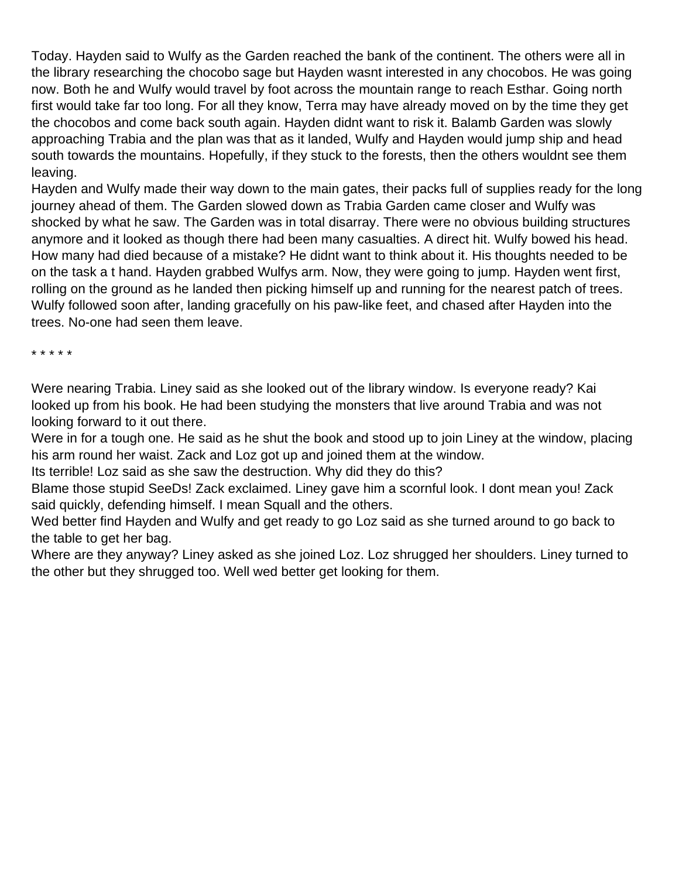Today. Hayden said to Wulfy as the Garden reached the bank of the continent. The others were all in the library researching the chocobo sage but Hayden wasnt interested in any chocobos. He was going now. Both he and Wulfy would travel by foot across the mountain range to reach Esthar. Going north first would take far too long. For all they know, Terra may have already moved on by the time they get the chocobos and come back south again. Hayden didnt want to risk it. Balamb Garden was slowly approaching Trabia and the plan was that as it landed, Wulfy and Hayden would jump ship and head south towards the mountains. Hopefully, if they stuck to the forests, then the others wouldnt see them leaving.
Hayden and Wulfy made their way down to the main gates, their packs full of supplies ready for the long journey ahead of them. The Garden slowed down as Trabia Garden came closer and Wulfy was shocked by what he saw. The Garden was in total disarray. There were no obvious building structures anymore and it looked as though there had been many casualties. A direct hit. Wulfy bowed his head. How many had died because of a mistake? He didnt want to think about it. His thoughts needed to be on the task a t hand. Hayden grabbed Wulfys arm. Now, they were going to jump. Hayden went first, rolling on the ground as he landed then picking himself up and running for the nearest patch of trees. Wulfy followed soon after, landing gracefully on his paw-like feet, and chased after Hayden into the trees. No-one had seen them leave.

\* \* \* \* \*

Were nearing Trabia. Liney said as she looked out of the library window. Is everyone ready? Kai looked up from his book. He had been studying the monsters that live around Trabia and was not looking forward to it out there.
Were in for a tough one. He said as he shut the book and stood up to join Liney at the window, placing his arm round her waist. Zack and Loz got up and joined them at the window.
Its terrible! Loz said as she saw the destruction. Why did they do this?
Blame those stupid SeeDs! Zack exclaimed. Liney gave him a scornful look. I dont mean you! Zack said quickly, defending himself. I mean Squall and the others.
Wed better find Hayden and Wulfy and get ready to go Loz said as she turned around to go back to the table to get her bag.
Where are they anyway? Liney asked as she joined Loz. Loz shrugged her shoulders. Liney turned to the other but they shrugged too. Well wed better get looking for them.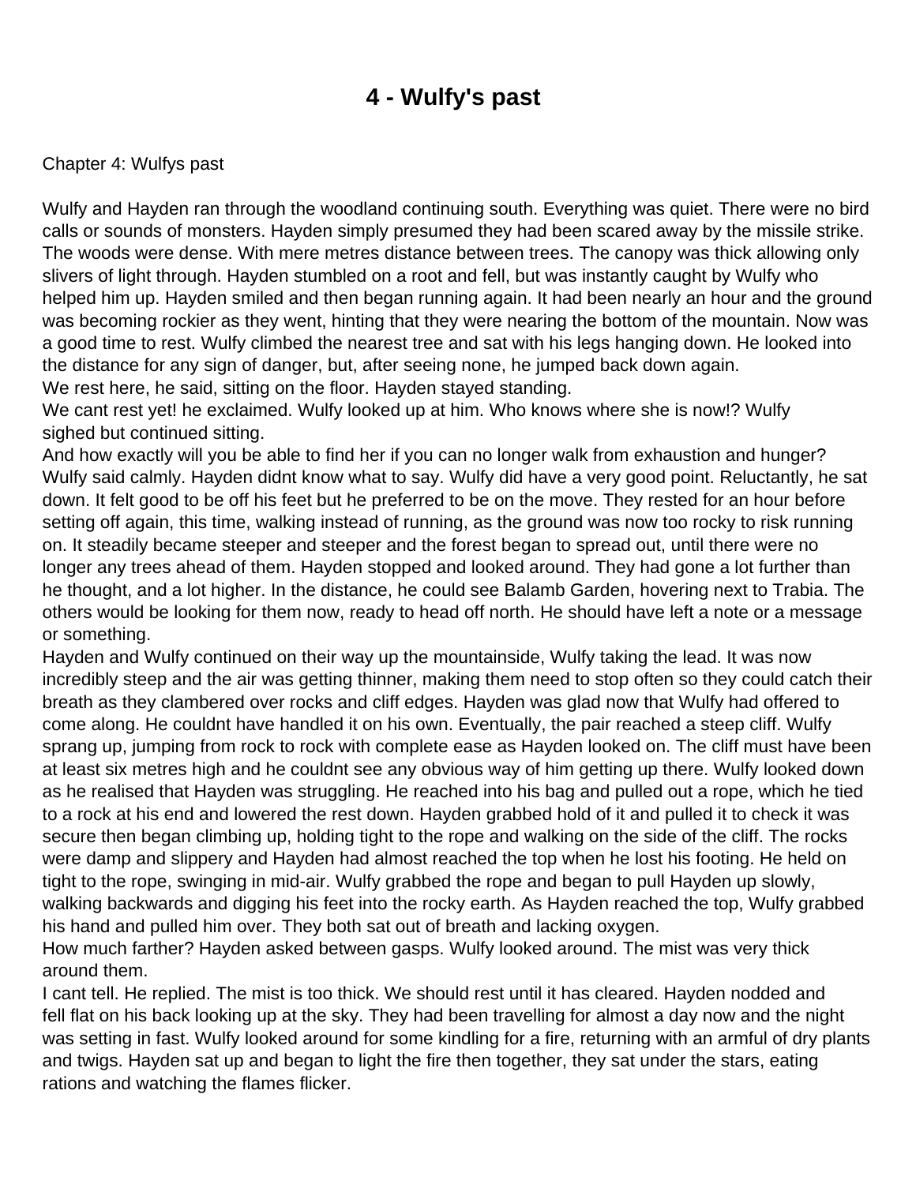# 4 - Wulfy's past

Chapter 4: Wulfys past

Wulfy and Hayden ran through the woodland continuing south. Everything was quiet. There were no bird calls or sounds of monsters. Hayden simply presumed they had been scared away by the missile strike. The woods were dense. With mere metres distance between trees. The canopy was thick allowing only slivers of light through. Hayden stumbled on a root and fell, but was instantly caught by Wulfy who helped him up. Hayden smiled and then began running again. It had been nearly an hour and the ground was becoming rockier as they went, hinting that they were nearing the bottom of the mountain. Now was a good time to rest. Wulfy climbed the nearest tree and sat with his legs hanging down. He looked into the distance for any sign of danger, but, after seeing none, he jumped back down again.
We rest here, he said, sitting on the floor. Hayden stayed standing.
We cant rest yet! he exclaimed. Wulfy looked up at him. Who knows where she is now!? Wulfy sighed but continued sitting.
And how exactly will you be able to find her if you can no longer walk from exhaustion and hunger? Wulfy said calmly. Hayden didnt know what to say. Wulfy did have a very good point. Reluctantly, he sat down. It felt good to be off his feet but he preferred to be on the move. They rested for an hour before setting off again, this time, walking instead of running, as the ground was now too rocky to risk running on. It steadily became steeper and steeper and the forest began to spread out, until there were no longer any trees ahead of them. Hayden stopped and looked around. They had gone a lot further than he thought, and a lot higher. In the distance, he could see Balamb Garden, hovering next to Trabia. The others would be looking for them now, ready to head off north. He should have left a note or a message or something.
Hayden and Wulfy continued on their way up the mountainside, Wulfy taking the lead. It was now incredibly steep and the air was getting thinner, making them need to stop often so they could catch their breath as they clambered over rocks and cliff edges. Hayden was glad now that Wulfy had offered to come along. He couldnt have handled it on his own. Eventually, the pair reached a steep cliff. Wulfy sprang up, jumping from rock to rock with complete ease as Hayden looked on. The cliff must have been at least six metres high and he couldnt see any obvious way of him getting up there. Wulfy looked down as he realised that Hayden was struggling. He reached into his bag and pulled out a rope, which he tied to a rock at his end and lowered the rest down. Hayden grabbed hold of it and pulled it to check it was secure then began climbing up, holding tight to the rope and walking on the side of the cliff. The rocks were damp and slippery and Hayden had almost reached the top when he lost his footing. He held on tight to the rope, swinging in mid-air. Wulfy grabbed the rope and began to pull Hayden up slowly, walking backwards and digging his feet into the rocky earth. As Hayden reached the top, Wulfy grabbed his hand and pulled him over. They both sat out of breath and lacking oxygen.
How much farther? Hayden asked between gasps. Wulfy looked around. The mist was very thick around them.
I cant tell. He replied. The mist is too thick. We should rest until it has cleared. Hayden nodded and fell flat on his back looking up at the sky. They had been travelling for almost a day now and the night was setting in fast. Wulfy looked around for some kindling for a fire, returning with an armful of dry plants and twigs. Hayden sat up and began to light the fire then together, they sat under the stars, eating rations and watching the flames flicker.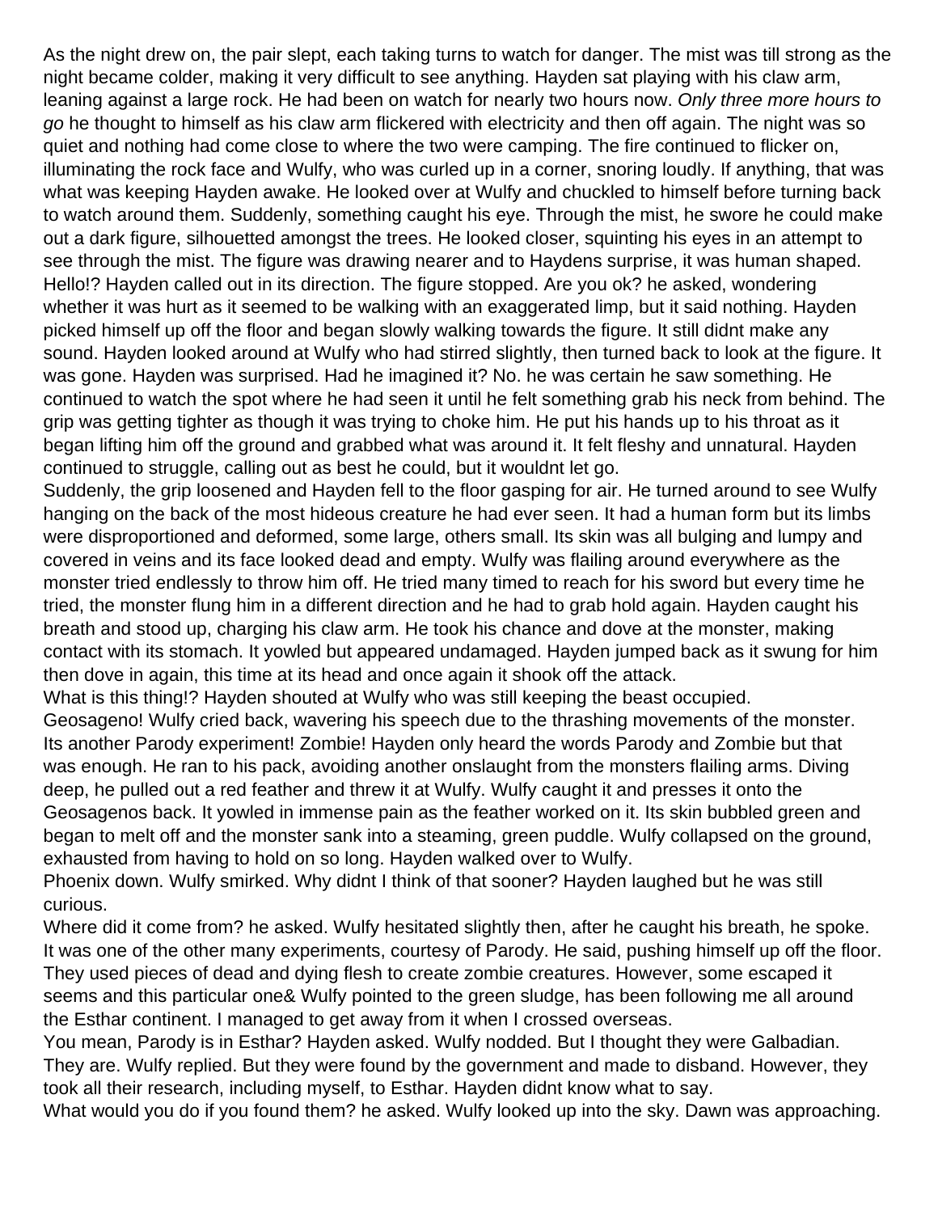As the night drew on, the pair slept, each taking turns to watch for danger. The mist was till strong as the night became colder, making it very difficult to see anything. Hayden sat playing with his claw arm, leaning against a large rock. He had been on watch for nearly two hours now. *Only three more hours to go* he thought to himself as his claw arm flickered with electricity and then off again. The night was so quiet and nothing had come close to where the two were camping. The fire continued to flicker on, illuminating the rock face and Wulfy, who was curled up in a corner, snoring loudly. If anything, that was what was keeping Hayden awake. He looked over at Wulfy and chuckled to himself before turning back to watch around them. Suddenly, something caught his eye. Through the mist, he swore he could make out a dark figure, silhouetted amongst the trees. He looked closer, squinting his eyes in an attempt to see through the mist. The figure was drawing nearer and to Haydens surprise, it was human shaped. Hello!? Hayden called out in its direction. The figure stopped. Are you ok? he asked, wondering whether it was hurt as it seemed to be walking with an exaggerated limp, but it said nothing. Hayden picked himself up off the floor and began slowly walking towards the figure. It still didnt make any sound. Hayden looked around at Wulfy who had stirred slightly, then turned back to look at the figure. It was gone. Hayden was surprised. Had he imagined it? No. he was certain he saw something. He continued to watch the spot where he had seen it until he felt something grab his neck from behind. The grip was getting tighter as though it was trying to choke him. He put his hands up to his throat as it began lifting him off the ground and grabbed what was around it. It felt fleshy and unnatural. Hayden continued to struggle, calling out as best he could, but it wouldnt let go.

Suddenly, the grip loosened and Hayden fell to the floor gasping for air. He turned around to see Wulfy hanging on the back of the most hideous creature he had ever seen. It had a human form but its limbs were disproportioned and deformed, some large, others small. Its skin was all bulging and lumpy and covered in veins and its face looked dead and empty. Wulfy was flailing around everywhere as the monster tried endlessly to throw him off. He tried many timed to reach for his sword but every time he tried, the monster flung him in a different direction and he had to grab hold again. Hayden caught his breath and stood up, charging his claw arm. He took his chance and dove at the monster, making contact with its stomach. It yowled but appeared undamaged. Hayden jumped back as it swung for him then dove in again, this time at its head and once again it shook off the attack.

What is this thing!? Hayden shouted at Wulfy who was still keeping the beast occupied.

Geosageno! Wulfy cried back, wavering his speech due to the thrashing movements of the monster. Its another Parody experiment! Zombie! Hayden only heard the words Parody and Zombie but that was enough. He ran to his pack, avoiding another onslaught from the monsters flailing arms. Diving deep, he pulled out a red feather and threw it at Wulfy. Wulfy caught it and presses it onto the Geosagenos back. It yowled in immense pain as the feather worked on it. Its skin bubbled green and began to melt off and the monster sank into a steaming, green puddle. Wulfy collapsed on the ground, exhausted from having to hold on so long. Hayden walked over to Wulfy.

Phoenix down. Wulfy smirked. Why didnt I think of that sooner? Hayden laughed but he was still curious.

Where did it come from? he asked. Wulfy hesitated slightly then, after he caught his breath, he spoke. It was one of the other many experiments, courtesy of Parody. He said, pushing himself up off the floor. They used pieces of dead and dying flesh to create zombie creatures. However, some escaped it seems and this particular one& Wulfy pointed to the green sludge, has been following me all around the Esthar continent. I managed to get away from it when I crossed overseas.

You mean, Parody is in Esthar? Hayden asked. Wulfy nodded. But I thought they were Galbadian. They are. Wulfy replied. But they were found by the government and made to disband. However, they took all their research, including myself, to Esthar. Hayden didnt know what to say.

What would you do if you found them? he asked. Wulfy looked up into the sky. Dawn was approaching.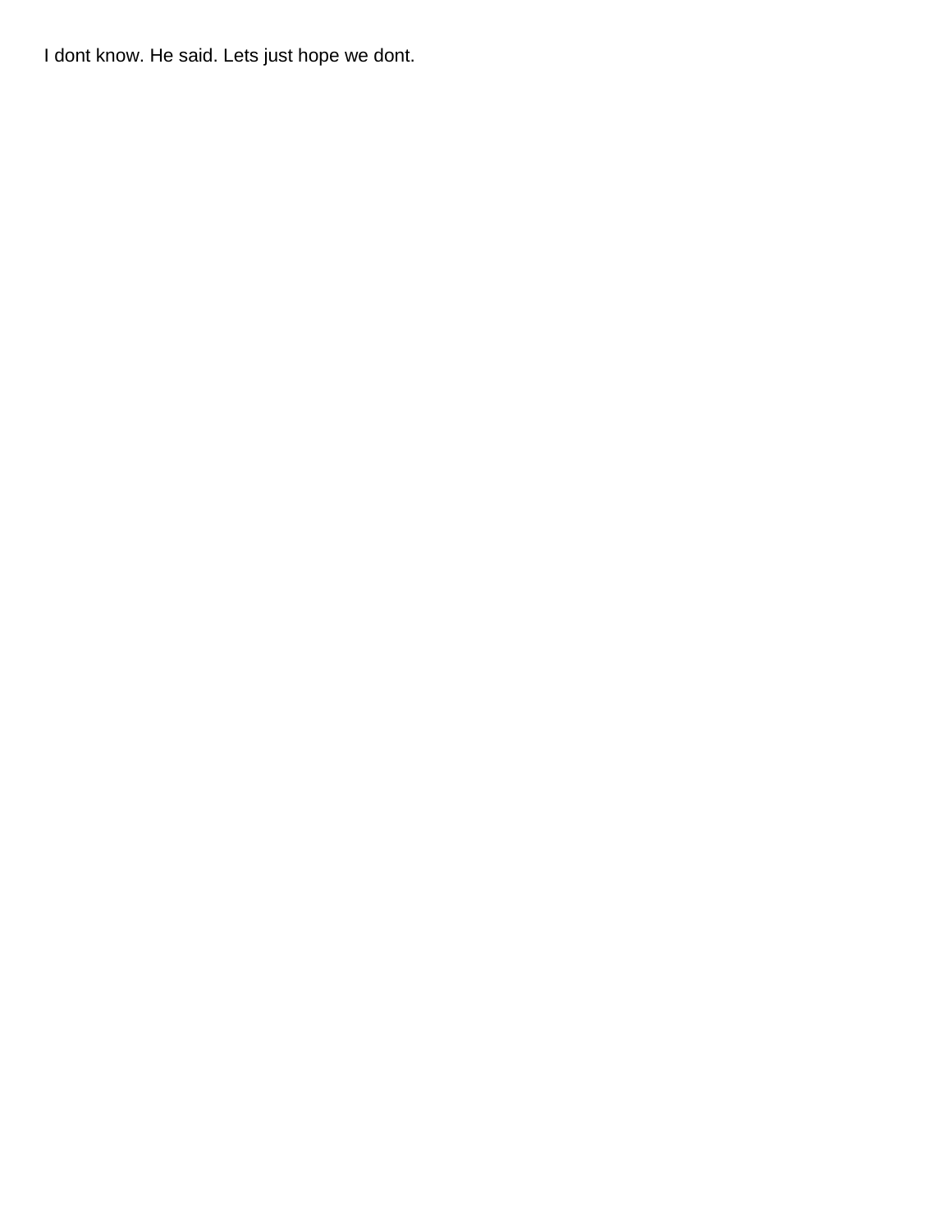I dont know. He said. Lets just hope we dont.